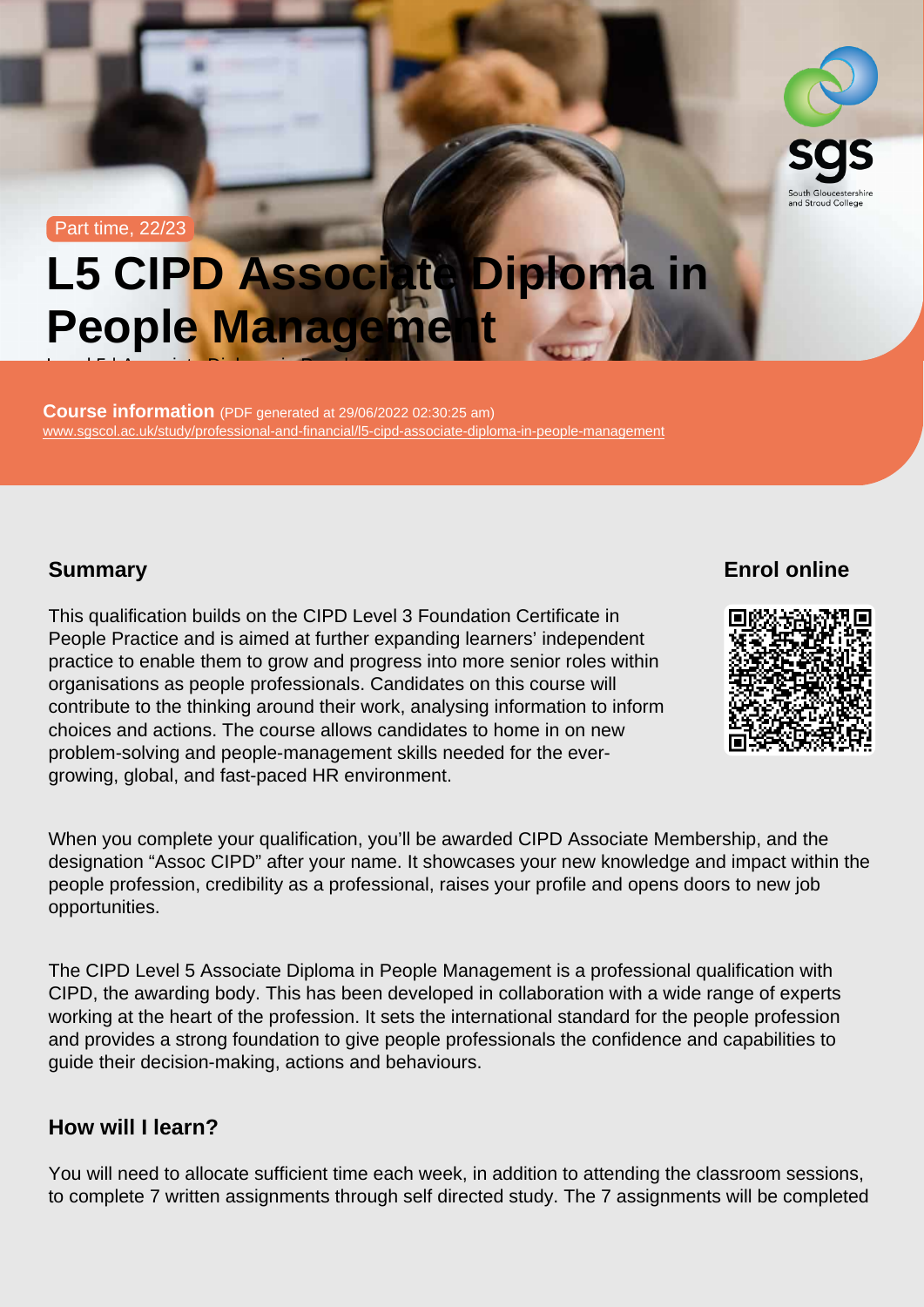Part time, 22/23

# L5 CIPD Associate Diploma in People Management

Level 5 Associate Diploma in People Management

**Course information** (PDF generated at 29/06/2022 02:30:25 am)
www.sgscol.ac.uk/study/professional-and-financial/l5-cipd-associate-diploma-in-people-management

## Summary

This qualification builds on the CIPD Level 3 Foundation Certificate in People Practice and is aimed at further expanding learners' independent practice to enable them to grow and progress into more senior roles within organisations as people professionals. Candidates on this course will contribute to the thinking around their work, analysing information to inform choices and actions. The course allows candidates to home in on new problem-solving and people-management skills needed for the ever-growing, global, and fast-paced HR environment.

## Enrol online

When you complete your qualification, you'll be awarded CIPD Associate Membership, and the designation "Assoc CIPD" after your name. It showcases your new knowledge and impact within the people profession, credibility as a professional, raises your profile and opens doors to new job opportunities.

The CIPD Level 5 Associate Diploma in People Management is a professional qualification with CIPD, the awarding body. This has been developed in collaboration with a wide range of experts working at the heart of the profession. It sets the international standard for the people profession and provides a strong foundation to give people professionals the confidence and capabilities to guide their decision-making, actions and behaviours.

## How will I learn?

You will need to allocate sufficient time each week, in addition to attending the classroom sessions, to complete 7 written assignments through self directed study. The 7 assignments will be completed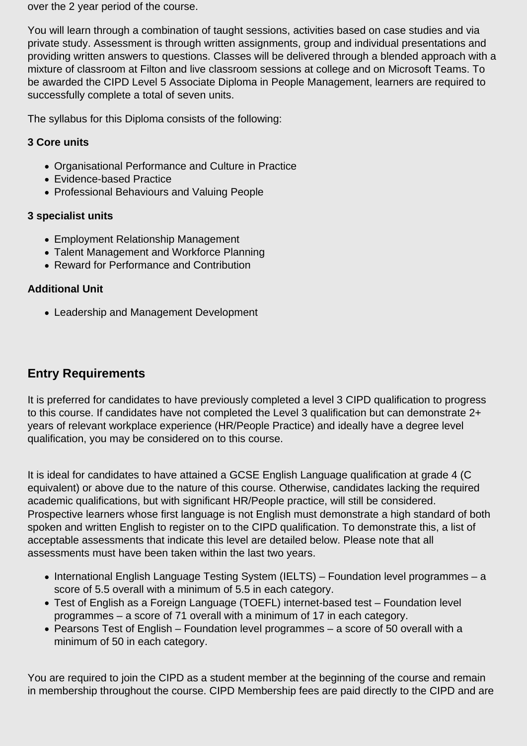over the 2 year period of the course.

You will learn through a combination of taught sessions, activities based on case studies and via private study. Assessment is through written assignments, group and individual presentations and providing written answers to questions. Classes will be delivered through a blended approach with a mixture of classroom at Filton and live classroom sessions at college and on Microsoft Teams. To be awarded the CIPD Level 5 Associate Diploma in People Management, learners are required to successfully complete a total of seven units.

The syllabus for this Diploma consists of the following:

**3 Core units**

- Organisational Performance and Culture in Practice
- Evidence-based Practice
- Professional Behaviours and Valuing People

**3 specialist units**

- Employment Relationship Management
- Talent Management and Workforce Planning
- Reward for Performance and Contribution

**Additional Unit**

- Leadership and Management Development

## Entry Requirements

It is preferred for candidates to have previously completed a level 3 CIPD qualification to progress to this course. If candidates have not completed the Level 3 qualification but can demonstrate 2+ years of relevant workplace experience (HR/People Practice) and ideally have a degree level qualification, you may be considered on to this course.

It is ideal for candidates to have attained a GCSE English Language qualification at grade 4 (C equivalent) or above due to the nature of this course. Otherwise, candidates lacking the required academic qualifications, but with significant HR/People practice, will still be considered. Prospective learners whose first language is not English must demonstrate a high standard of both spoken and written English to register on to the CIPD qualification. To demonstrate this, a list of acceptable assessments that indicate this level are detailed below. Please note that all assessments must have been taken within the last two years.

- International English Language Testing System (IELTS) – Foundation level programmes – a score of 5.5 overall with a minimum of 5.5 in each category.
- Test of English as a Foreign Language (TOEFL) internet-based test – Foundation level programmes – a score of 71 overall with a minimum of 17 in each category.
- Pearsons Test of English – Foundation level programmes – a score of 50 overall with a minimum of 50 in each category.

You are required to join the CIPD as a student member at the beginning of the course and remain in membership throughout the course. CIPD Membership fees are paid directly to the CIPD and are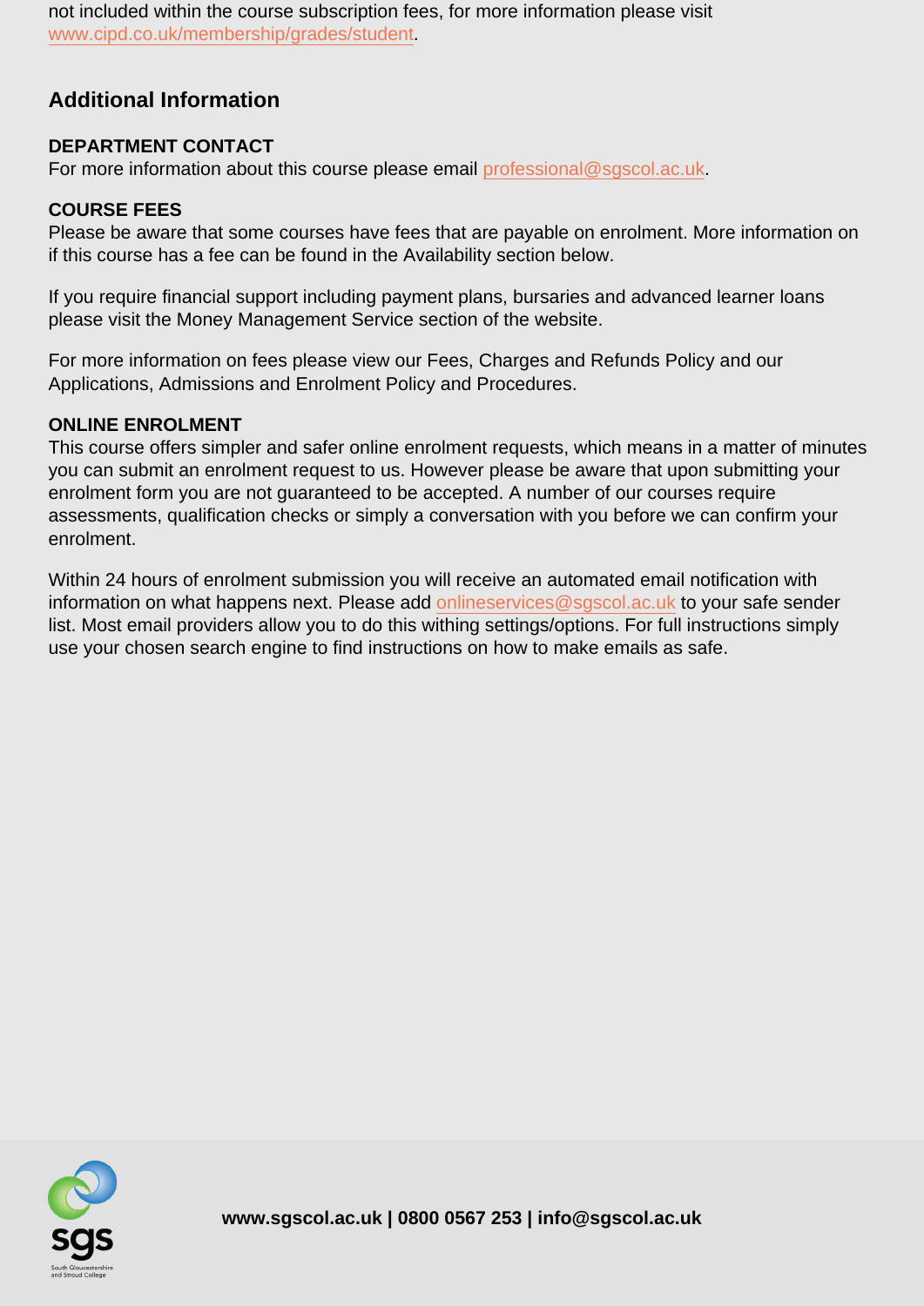not included within the course subscription fees, for more information please visit www.cipd.co.uk/membership/grades/student.

## Additional Information

**DEPARTMENT CONTACT**
For more information about this course please email professional@sgscol.ac.uk.

**COURSE FEES**
Please be aware that some courses have fees that are payable on enrolment. More information on if this course has a fee can be found in the Availability section below.

If you require financial support including payment plans, bursaries and advanced learner loans please visit the Money Management Service section of the website.

For more information on fees please view our Fees, Charges and Refunds Policy and our Applications, Admissions and Enrolment Policy and Procedures.

**ONLINE ENROLMENT**
This course offers simpler and safer online enrolment requests, which means in a matter of minutes you can submit an enrolment request to us. However please be aware that upon submitting your enrolment form you are not guaranteed to be accepted. A number of our courses require assessments, qualification checks or simply a conversation with you before we can confirm your enrolment.

Within 24 hours of enrolment submission you will receive an automated email notification with information on what happens next. Please add onlineservices@sgscol.ac.uk to your safe sender list. Most email providers allow you to do this withing settings/options. For full instructions simply use your chosen search engine to find instructions on how to make emails as safe.